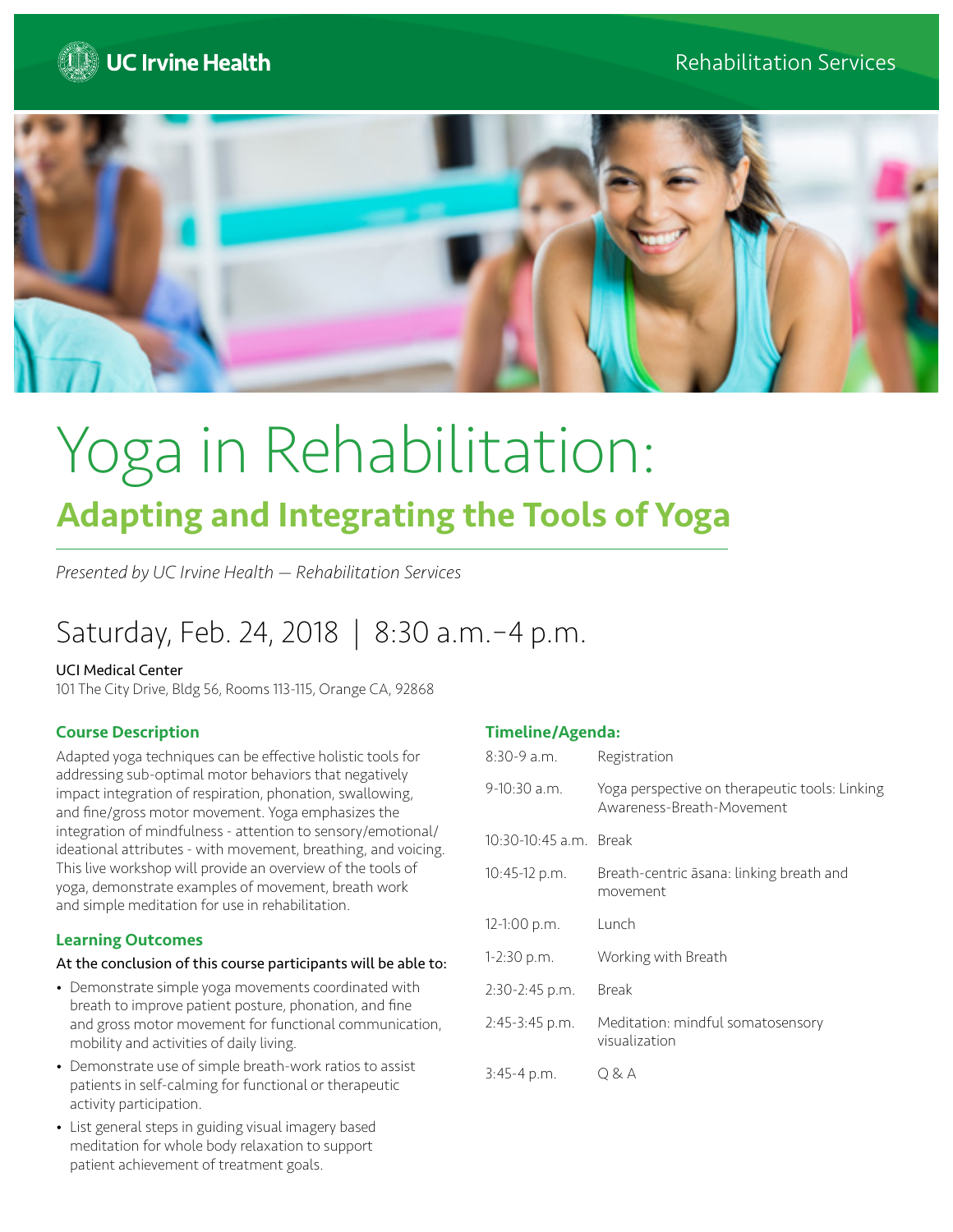UC Irvine Health

Rehabilitation Services

# Yoga in Rehabilitation:

## Adapting and Integrating the Tools of Yoga

*Presented by UC Irvine Health — Rehabilitation Services*

## Saturday, Feb. 24, 2018 | 8:30 a.m.–4 p.m.

UCI Medical Center
101 The City Drive, Bldg 56, Rooms 113-115, Orange CA, 92868

### Course Description

Adapted yoga techniques can be effective holistic tools for addressing sub-optimal motor behaviors that negatively impact integration of respiration, phonation, swallowing, and fine/gross motor movement. Yoga emphasizes the integration of mindfulness - attention to sensory/emotional/ideational attributes - with movement, breathing, and voicing. This live workshop will provide an overview of the tools of yoga, demonstrate examples of movement, breath work and simple meditation for use in rehabilitation.

### Learning Outcomes

At the conclusion of this course participants will be able to:

- Demonstrate simple yoga movements coordinated with breath to improve patient posture, phonation, and fine and gross motor movement for functional communication, mobility and activities of daily living.
- Demonstrate use of simple breath-work ratios to assist patients in self-calming for functional or therapeutic activity participation.
- List general steps in guiding visual imagery based meditation for whole body relaxation to support patient achievement of treatment goals.

### Timeline/Agenda:

| Time | Activity |
|---|---|
| 8:30-9 a.m. | Registration |
| 9-10:30 a.m. | Yoga perspective on therapeutic tools: Linking Awareness-Breath-Movement |
| 10:30-10:45 a.m. | Break |
| 10:45-12 p.m. | Breath-centric āsana: linking breath and movement |
| 12-1:00 p.m. | Lunch |
| 1-2:30 p.m. | Working with Breath |
| 2:30-2:45 p.m. | Break |
| 2:45-3:45 p.m. | Meditation: mindful somatosensory visualization |
| 3:45-4 p.m. | Q & A |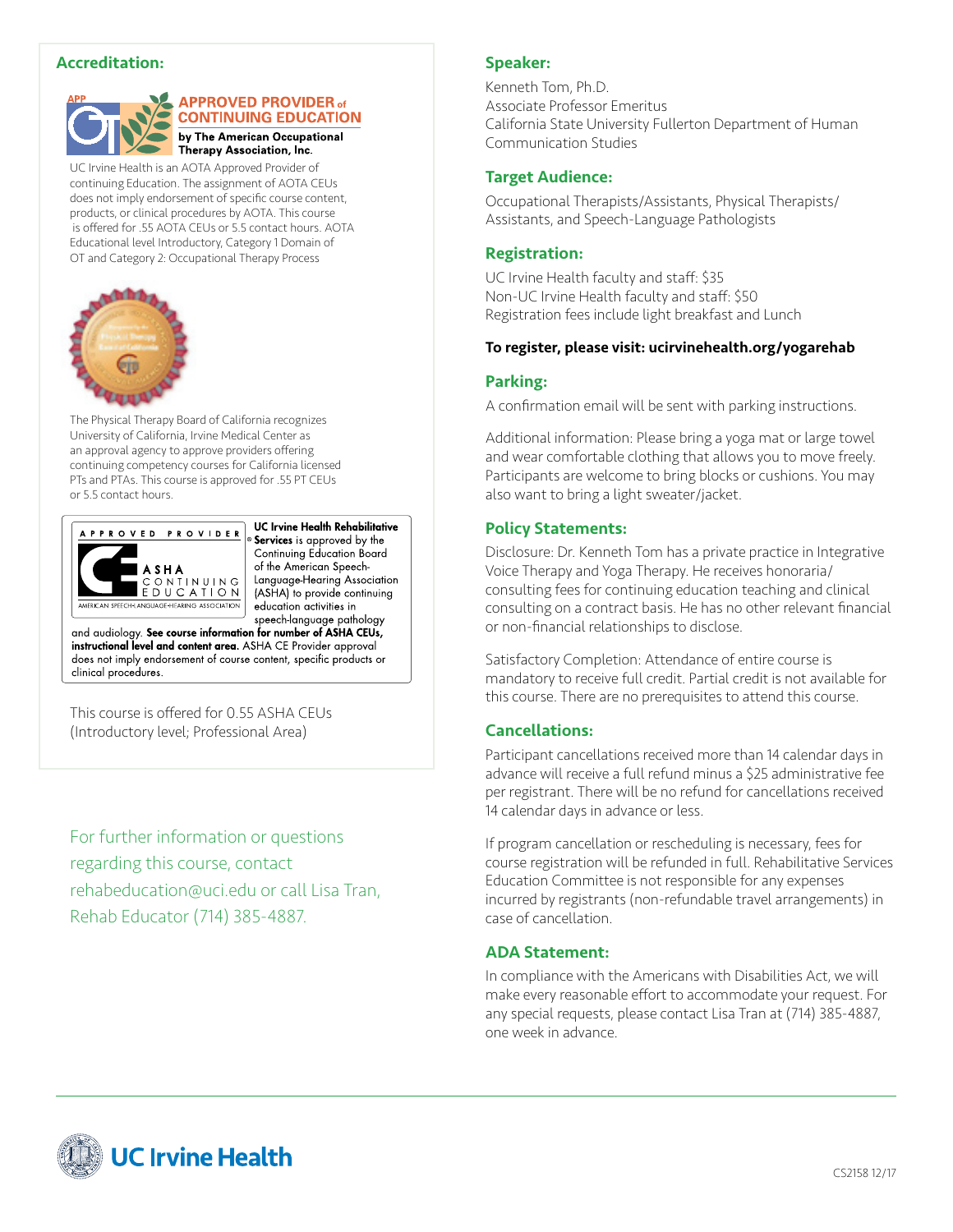## Accreditation:

**APPROVED PROVIDER of CONTINUING EDUCATION**
**by The American Occupational Therapy Association, Inc.**

UC Irvine Health is an AOTA Approved Provider of continuing Education. The assignment of AOTA CEUs does not imply endorsement of specific course content, products, or clinical procedures by AOTA. This course is offered for .55 AOTA CEUs or 5.5 contact hours. AOTA Educational level Introductory, Category 1 Domain of OT and Category 2: Occupational Therapy Process

The Physical Therapy Board of California recognizes University of California, Irvine Medical Center as an approval agency to approve providers offering continuing competency courses for California licensed PTs and PTAs. This course is approved for .55 PT CEUs or 5.5 contact hours.

APPROVED PROVIDER ASHA CONTINUING EDUCATION AMERICAN SPEECH-LANGUAGE-HEARING ASSOCIATION

**UC Irvine Health Rehabilitative Services** is approved by the Continuing Education Board of the American Speech-Language-Hearing Association (ASHA) to provide continuing education activities in speech-language pathology and audiology. **See course information for number of ASHA CEUs, instructional level and content area.** ASHA CE Provider approval does not imply endorsement of course content, specific products or clinical procedures.

This course is offered for 0.55 ASHA CEUs (Introductory level; Professional Area)

For further information or questions regarding this course, contact rehabeducation@uci.edu or call Lisa Tran, Rehab Educator (714) 385-4887.

## Speaker:

Kenneth Tom, Ph.D.
Associate Professor Emeritus
California State University Fullerton Department of Human Communication Studies

## Target Audience:

Occupational Therapists/Assistants, Physical Therapists/Assistants, and Speech-Language Pathologists

## Registration:

UC Irvine Health faculty and staff: $35
Non-UC Irvine Health faculty and staff: $50
Registration fees include light breakfast and Lunch

**To register, please visit: ucirvinehealth.org/yogarehab**

## Parking:

A confirmation email will be sent with parking instructions.

Additional information: Please bring a yoga mat or large towel and wear comfortable clothing that allows you to move freely. Participants are welcome to bring blocks or cushions. You may also want to bring a light sweater/jacket.

## Policy Statements:

Disclosure: Dr. Kenneth Tom has a private practice in Integrative Voice Therapy and Yoga Therapy. He receives honoraria/consulting fees for continuing education teaching and clinical consulting on a contract basis. He has no other relevant financial or non-financial relationships to disclose.

Satisfactory Completion: Attendance of entire course is mandatory to receive full credit. Partial credit is not available for this course. There are no prerequisites to attend this course.

## Cancellations:

Participant cancellations received more than 14 calendar days in advance will receive a full refund minus a $25 administrative fee per registrant. There will be no refund for cancellations received 14 calendar days in advance or less.

If program cancellation or rescheduling is necessary, fees for course registration will be refunded in full. Rehabilitative Services Education Committee is not responsible for any expenses incurred by registrants (non-refundable travel arrangements) in case of cancellation.

## ADA Statement:

In compliance with the Americans with Disabilities Act, we will make every reasonable effort to accommodate your request. For any special requests, please contact Lisa Tran at (714) 385-4887, one week in advance.

UC Irvine Health

CS2158 12/17